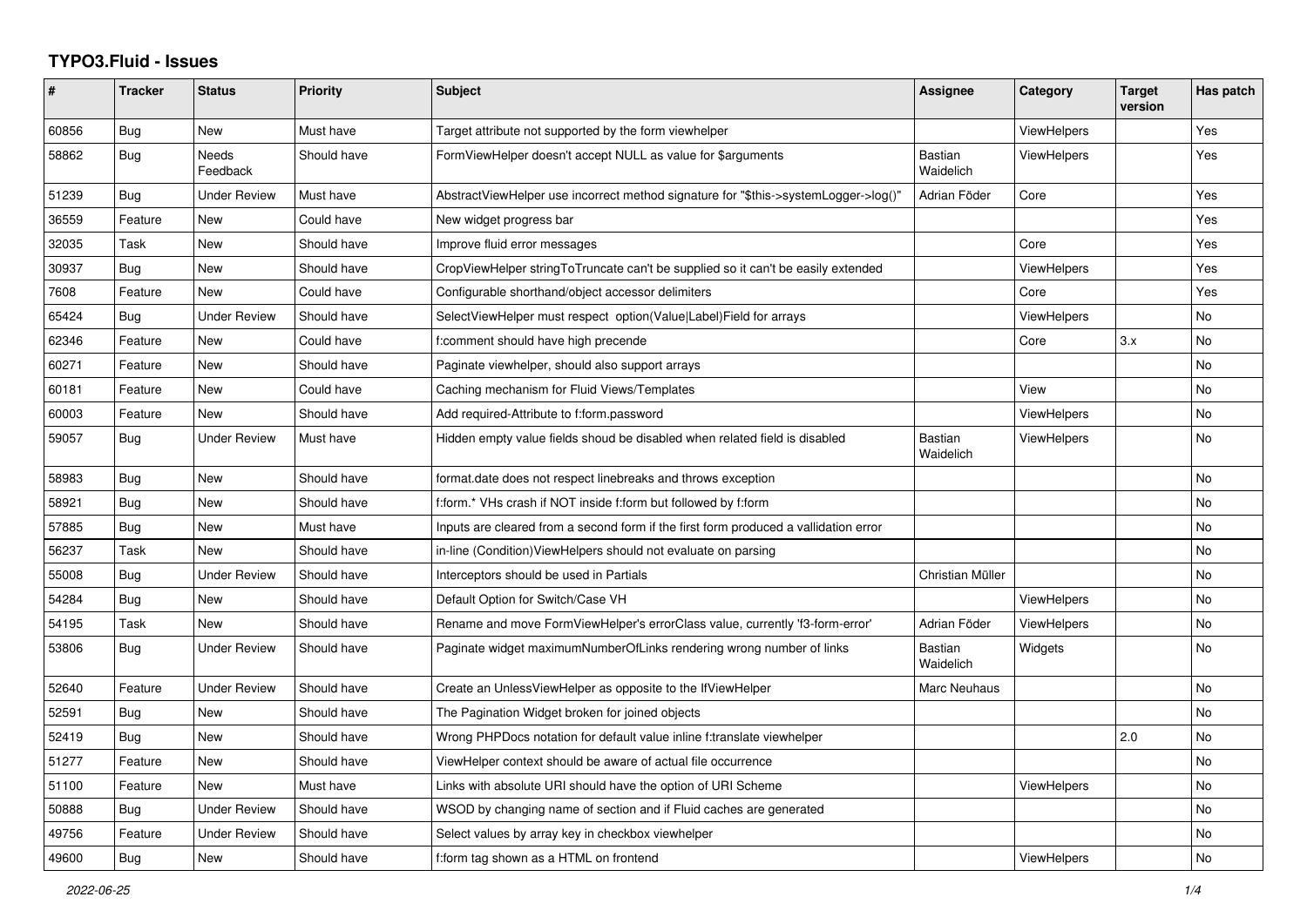# TYPO3.Fluid - Issues

| # | Tracker | Status | Priority | Subject | Assignee | Category | Target version | Has patch |
|---|---|---|---|---|---|---|---|---|
| 60856 | Bug | New | Must have | Target attribute not supported by the form viewhelper | | ViewHelpers | | Yes |
| 58862 | Bug | Needs Feedback | Should have | FormViewHelper doesn't accept NULL as value for $arguments | Bastian Waidelich | ViewHelpers | | Yes |
| 51239 | Bug | Under Review | Must have | AbstractViewHelper use incorrect method signature for "$this->systemLogger->log()" | Adrian Föder | Core | | Yes |
| 36559 | Feature | New | Could have | New widget progress bar | | | | Yes |
| 32035 | Task | New | Should have | Improve fluid error messages | | Core | | Yes |
| 30937 | Bug | New | Should have | CropViewHelper stringToTruncate can't be supplied so it can't be easily extended | | ViewHelpers | | Yes |
| 7608 | Feature | New | Could have | Configurable shorthand/object accessor delimiters | | Core | | Yes |
| 65424 | Bug | Under Review | Should have | SelectViewHelper must respect option(Value\|Label)Field for arrays | | ViewHelpers | | No |
| 62346 | Feature | New | Could have | f:comment should have high precende | | Core | 3.x | No |
| 60271 | Feature | New | Should have | Paginate viewhelper, should also support arrays | | | | No |
| 60181 | Feature | New | Could have | Caching mechanism for Fluid Views/Templates | | View | | No |
| 60003 | Feature | New | Should have | Add required-Attribute to f:form.password | | ViewHelpers | | No |
| 59057 | Bug | Under Review | Must have | Hidden empty value fields shoud be disabled when related field is disabled | Bastian Waidelich | ViewHelpers | | No |
| 58983 | Bug | New | Should have | format.date does not respect linebreaks and throws exception | | | | No |
| 58921 | Bug | New | Should have | f:form.* VHs crash if NOT inside f:form but followed by f:form | | | | No |
| 57885 | Bug | New | Must have | Inputs are cleared from a second form if the first form produced a vallidation error | | | | No |
| 56237 | Task | New | Should have | in-line (Condition)ViewHelpers should not evaluate on parsing | | | | No |
| 55008 | Bug | Under Review | Should have | Interceptors should be used in Partials | Christian Müller | | | No |
| 54284 | Bug | New | Should have | Default Option for Switch/Case VH | | ViewHelpers | | No |
| 54195 | Task | New | Should have | Rename and move FormViewHelper's errorClass value, currently 'f3-form-error' | Adrian Föder | ViewHelpers | | No |
| 53806 | Bug | Under Review | Should have | Paginate widget maximumNumberOfLinks rendering wrong number of links | Bastian Waidelich | Widgets | | No |
| 52640 | Feature | Under Review | Should have | Create an UnlessViewHelper as opposite to the IfViewHelper | Marc Neuhaus | | | No |
| 52591 | Bug | New | Should have | The Pagination Widget broken for joined objects | | | | No |
| 52419 | Bug | New | Should have | Wrong PHPDocs notation for default value inline f:translate viewhelper | | | 2.0 | No |
| 51277 | Feature | New | Should have | ViewHelper context should be aware of actual file occurrence | | | | No |
| 51100 | Feature | New | Must have | Links with absolute URI should have the option of URI Scheme | | ViewHelpers | | No |
| 50888 | Bug | Under Review | Should have | WSOD by changing name of section and if Fluid caches are generated | | | | No |
| 49756 | Feature | Under Review | Should have | Select values by array key in checkbox viewhelper | | | | No |
| 49600 | Bug | New | Should have | f:form tag shown as a HTML on frontend | | ViewHelpers | | No |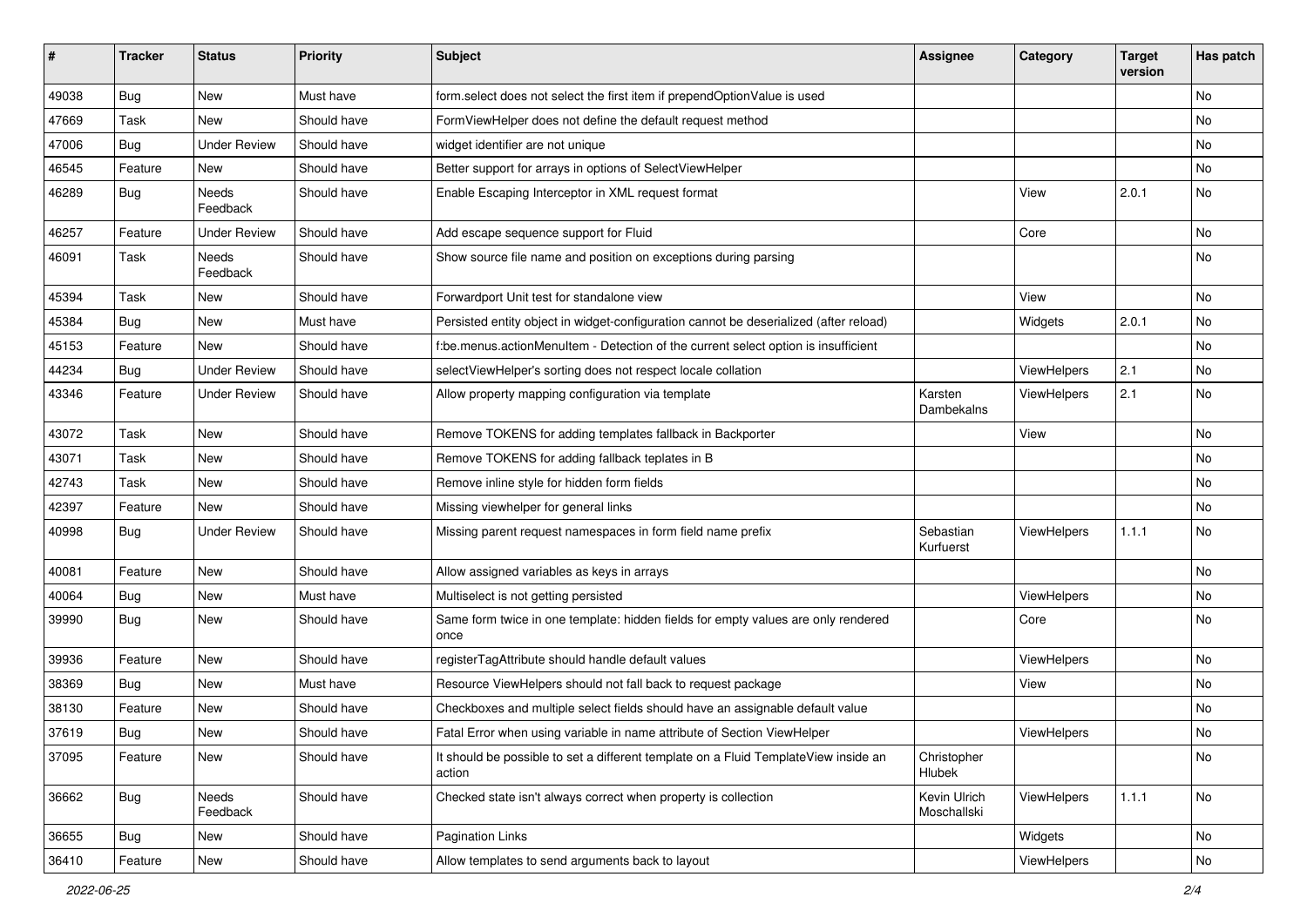| # | Tracker | Status | Priority | Subject | Assignee | Category | Target version | Has patch |
|---|---|---|---|---|---|---|---|---|
| 49038 | Bug | New | Must have | form.select does not select the first item if prependOptionValue is used | | | | No |
| 47669 | Task | New | Should have | FormViewHelper does not define the default request method | | | | No |
| 47006 | Bug | Under Review | Should have | widget identifier are not unique | | | | No |
| 46545 | Feature | New | Should have | Better support for arrays in options of SelectViewHelper | | | | No |
| 46289 | Bug | Needs Feedback | Should have | Enable Escaping Interceptor in XML request format | | View | 2.0.1 | No |
| 46257 | Feature | Under Review | Should have | Add escape sequence support for Fluid | | Core | | No |
| 46091 | Task | Needs Feedback | Should have | Show source file name and position on exceptions during parsing | | | | No |
| 45394 | Task | New | Should have | Forwardport Unit test for standalone view | | View | | No |
| 45384 | Bug | New | Must have | Persisted entity object in widget-configuration cannot be deserialized (after reload) | | Widgets | 2.0.1 | No |
| 45153 | Feature | New | Should have | f:be.menus.actionMenuItem - Detection of the current select option is insufficient | | | | No |
| 44234 | Bug | Under Review | Should have | selectViewHelper's sorting does not respect locale collation | | ViewHelpers | 2.1 | No |
| 43346 | Feature | Under Review | Should have | Allow property mapping configuration via template | Karsten Dambekalns | ViewHelpers | 2.1 | No |
| 43072 | Task | New | Should have | Remove TOKENS for adding templates fallback in Backporter | | View | | No |
| 43071 | Task | New | Should have | Remove TOKENS for adding fallback teplates in B | | | | No |
| 42743 | Task | New | Should have | Remove inline style for hidden form fields | | | | No |
| 42397 | Feature | New | Should have | Missing viewhelper for general links | | | | No |
| 40998 | Bug | Under Review | Should have | Missing parent request namespaces in form field name prefix | Sebastian Kurfuerst | ViewHelpers | 1.1.1 | No |
| 40081 | Feature | New | Should have | Allow assigned variables as keys in arrays | | | | No |
| 40064 | Bug | New | Must have | Multiselect is not getting persisted | | ViewHelpers | | No |
| 39990 | Bug | New | Should have | Same form twice in one template: hidden fields for empty values are only rendered once | | Core | | No |
| 39936 | Feature | New | Should have | registerTagAttribute should handle default values | | ViewHelpers | | No |
| 38369 | Bug | New | Must have | Resource ViewHelpers should not fall back to request package | | View | | No |
| 38130 | Feature | New | Should have | Checkboxes and multiple select fields should have an assignable default value | | | | No |
| 37619 | Bug | New | Should have | Fatal Error when using variable in name attribute of Section ViewHelper | | ViewHelpers | | No |
| 37095 | Feature | New | Should have | It should be possible to set a different template on a Fluid TemplateView inside an action | Christopher Hlubek | | | No |
| 36662 | Bug | Needs Feedback | Should have | Checked state isn't always correct when property is collection | Kevin Ulrich Moschallski | ViewHelpers | 1.1.1 | No |
| 36655 | Bug | New | Should have | Pagination Links | | Widgets | | No |
| 36410 | Feature | New | Should have | Allow templates to send arguments back to layout | | ViewHelpers | | No |

2022-06-25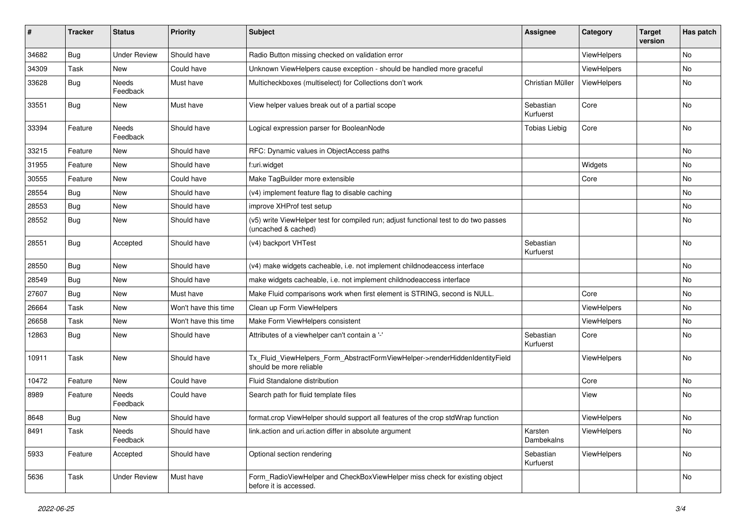| # | Tracker | Status | Priority | Subject | Assignee | Category | Target version | Has patch |
|---|---|---|---|---|---|---|---|---|
| 34682 | Bug | Under Review | Should have | Radio Button missing checked on validation error | | ViewHelpers | | No |
| 34309 | Task | New | Could have | Unknown ViewHelpers cause exception - should be handled more graceful | | ViewHelpers | | No |
| 33628 | Bug | Needs Feedback | Must have | Multicheckboxes (multiselect) for Collections don't work | Christian Müller | ViewHelpers | | No |
| 33551 | Bug | New | Must have | View helper values break out of a partial scope | Sebastian Kurfuerst | Core | | No |
| 33394 | Feature | Needs Feedback | Should have | Logical expression parser for BooleanNode | Tobias Liebig | Core | | No |
| 33215 | Feature | New | Should have | RFC: Dynamic values in ObjectAccess paths | | | | No |
| 31955 | Feature | New | Should have | f:uri.widget | | Widgets | | No |
| 30555 | Feature | New | Could have | Make TagBuilder more extensible | | Core | | No |
| 28554 | Bug | New | Should have | (v4) implement feature flag to disable caching | | | | No |
| 28553 | Bug | New | Should have | improve XHProf test setup | | | | No |
| 28552 | Bug | New | Should have | (v5) write ViewHelper test for compiled run; adjust functional test to do two passes (uncached & cached) | | | | No |
| 28551 | Bug | Accepted | Should have | (v4) backport VHTest | Sebastian Kurfuerst | | | No |
| 28550 | Bug | New | Should have | (v4) make widgets cacheable, i.e. not implement childnodeaccess interface | | | | No |
| 28549 | Bug | New | Should have | make widgets cacheable, i.e. not implement childnodeaccess interface | | | | No |
| 27607 | Bug | New | Must have | Make Fluid comparisons work when first element is STRING, second is NULL. | | Core | | No |
| 26664 | Task | New | Won't have this time | Clean up Form ViewHelpers | | ViewHelpers | | No |
| 26658 | Task | New | Won't have this time | Make Form ViewHelpers consistent | | ViewHelpers | | No |
| 12863 | Bug | New | Should have | Attributes of a viewhelper can't contain a '-' | Sebastian Kurfuerst | Core | | No |
| 10911 | Task | New | Should have | Tx_Fluid_ViewHelpers_Form_AbstractFormViewHelper->renderHiddenIdentityField should be more reliable | | ViewHelpers | | No |
| 10472 | Feature | New | Could have | Fluid Standalone distribution | | Core | | No |
| 8989 | Feature | Needs Feedback | Could have | Search path for fluid template files | | View | | No |
| 8648 | Bug | New | Should have | format.crop ViewHelper should support all features of the crop stdWrap function | | ViewHelpers | | No |
| 8491 | Task | Needs Feedback | Should have | link.action and uri.action differ in absolute argument | Karsten Dambekalns | ViewHelpers | | No |
| 5933 | Feature | Accepted | Should have | Optional section rendering | Sebastian Kurfuerst | ViewHelpers | | No |
| 5636 | Task | Under Review | Must have | Form_RadioViewHelper and CheckBoxViewHelper miss check for existing object before it is accessed. | | | | No |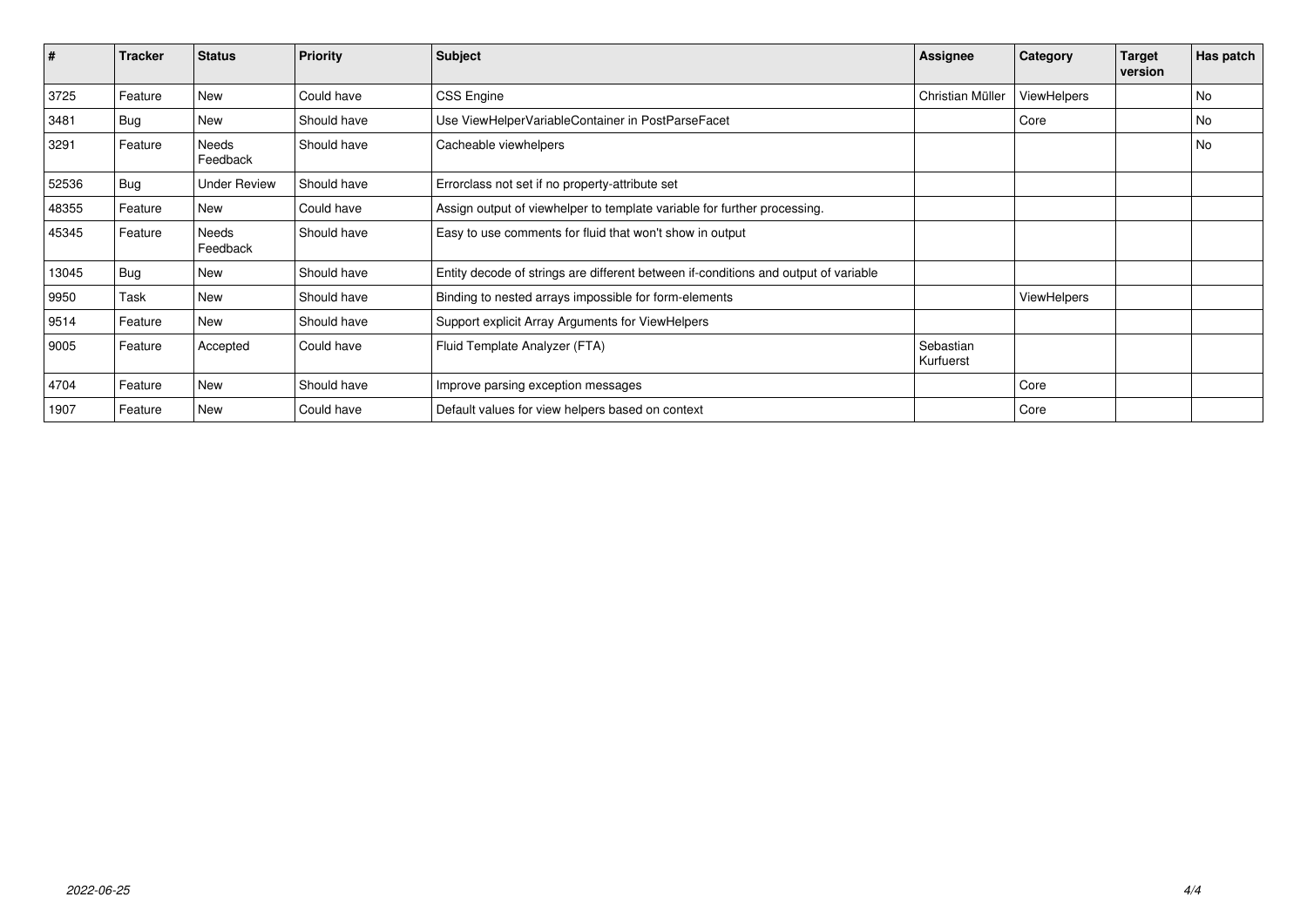| # | Tracker | Status | Priority | Subject | Assignee | Category | Target version | Has patch |
|---|---|---|---|---|---|---|---|---|
| 3725 | Feature | New | Could have | CSS Engine | Christian Müller | ViewHelpers | | No |
| 3481 | Bug | New | Should have | Use ViewHelperVariableContainer in PostParseFacet | | Core | | No |
| 3291 | Feature | Needs Feedback | Should have | Cacheable viewhelpers | | | | No |
| 52536 | Bug | Under Review | Should have | Errorclass not set if no property-attribute set | | | | |
| 48355 | Feature | New | Could have | Assign output of viewhelper to template variable for further processing. | | | | |
| 45345 | Feature | Needs Feedback | Should have | Easy to use comments for fluid that won't show in output | | | | |
| 13045 | Bug | New | Should have | Entity decode of strings are different between if-conditions and output of variable | | | | |
| 9950 | Task | New | Should have | Binding to nested arrays impossible for form-elements | | ViewHelpers | | |
| 9514 | Feature | New | Should have | Support explicit Array Arguments for ViewHelpers | | | | |
| 9005 | Feature | Accepted | Could have | Fluid Template Analyzer (FTA) | Sebastian Kurfuerst | | | |
| 4704 | Feature | New | Should have | Improve parsing exception messages | | Core | | |
| 1907 | Feature | New | Could have | Default values for view helpers based on context | | Core | | |

*2022-06-25*